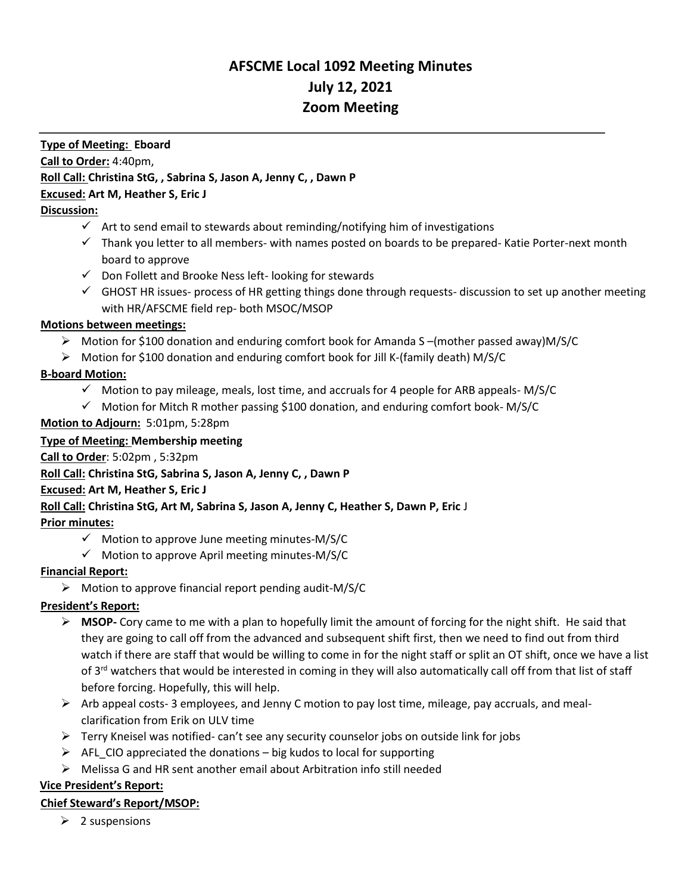# AFSCME Local 1092 Meeting Minutes
# July 12, 2021
# Zoom Meeting

---

**Type of Meeting: Eboard**

**Call to Order:** 4:40pm,

**Roll Call: Christina StG, , Sabrina S, Jason A, Jenny C, , Dawn P**

**Excused: Art M, Heather S, Eric J**

**Discussion:**

- ✓ Art to send email to stewards about reminding/notifying him of investigations
- ✓ Thank you letter to all members- with names posted on boards to be prepared- Katie Porter-next month board to approve
- ✓ Don Follett and Brooke Ness left- looking for stewards
- ✓ GHOST HR issues- process of HR getting things done through requests- discussion to set up another meeting with HR/AFSCME field rep- both MSOC/MSOP

**Motions between meetings:**

- ➢ Motion for $100 donation and enduring comfort book for Amanda S –(mother passed away)M/S/C
- ➢ Motion for $100 donation and enduring comfort book for Jill K-(family death) M/S/C

**B-board Motion:**

- ✓ Motion to pay mileage, meals, lost time, and accruals for 4 people for ARB appeals- M/S/C
- ✓ Motion for Mitch R mother passing $100 donation, and enduring comfort book- M/S/C

**Motion to Adjourn:** 5:01pm, 5:28pm

**Type of Meeting: Membership meeting**

**Call to Order**: 5:02pm , 5:32pm

**Roll Call: Christina StG, Sabrina S, Jason A, Jenny C, , Dawn P**

**Excused: Art M, Heather S, Eric J**

**Roll Call: Christina StG, Art M, Sabrina S, Jason A, Jenny C, Heather S, Dawn P, Eric** J

**Prior minutes:**

- ✓ Motion to approve June meeting minutes-M/S/C
- ✓ Motion to approve April meeting minutes-M/S/C

**Financial Report:**

- ➢ Motion to approve financial report pending audit-M/S/C

**President's Report:**

- ➢ **MSOP-** Cory came to me with a plan to hopefully limit the amount of forcing for the night shift. He said that they are going to call off from the advanced and subsequent shift first, then we need to find out from third watch if there are staff that would be willing to come in for the night staff or split an OT shift, once we have a list of 3rd watchers that would be interested in coming in they will also automatically call off from that list of staff before forcing. Hopefully, this will help.
- ➢ Arb appeal costs- 3 employees, and Jenny C motion to pay lost time, mileage, pay accruals, and meal- clarification from Erik on ULV time
- ➢ Terry Kneisel was notified- can't see any security counselor jobs on outside link for jobs
- ➢ AFL_CIO appreciated the donations – big kudos to local for supporting
- ➢ Melissa G and HR sent another email about Arbitration info still needed

**Vice President's Report:**

**Chief Steward's Report/MSOP:**

- ➢ 2 suspensions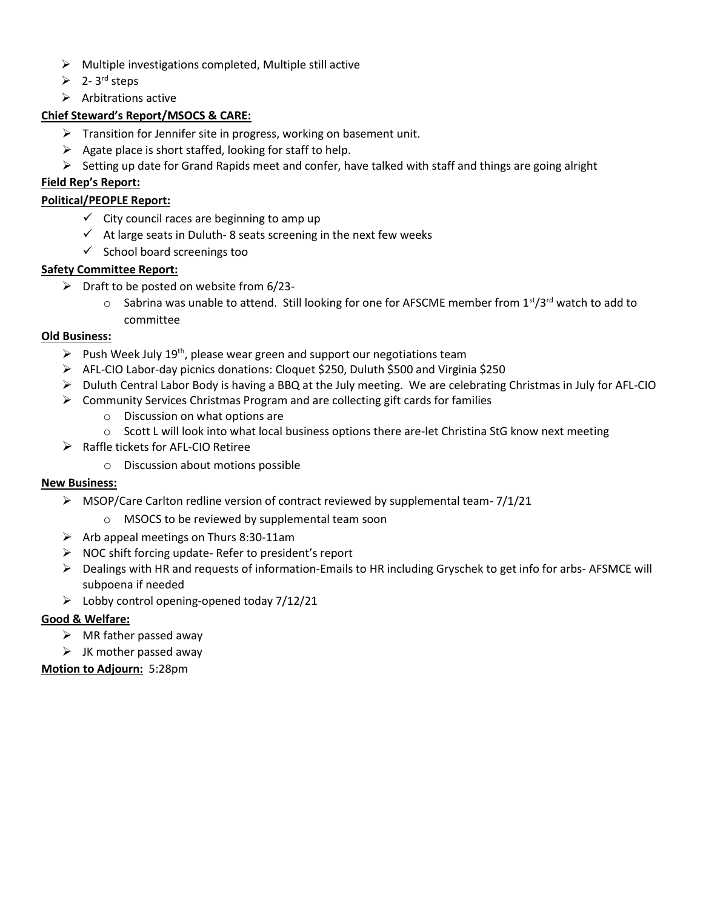- Multiple investigations completed, Multiple still active
- 2- 3rd steps
- Arbitrations active

**Chief Steward's Report/MSOCS & CARE:**

- Transition for Jennifer site in progress, working on basement unit.
- Agate place is short staffed, looking for staff to help.
- Setting up date for Grand Rapids meet and confer, have talked with staff and things are going alright

**Field Rep's Report:**

**Political/PEOPLE Report:**

- City council races are beginning to amp up
- At large seats in Duluth- 8 seats screening in the next few weeks
- School board screenings too

**Safety Committee Report:**

- Draft to be posted on website from 6/23-
  - Sabrina was unable to attend. Still looking for one for AFSCME member from 1st/3rd watch to add to committee

**Old Business:**

- Push Week July 19th, please wear green and support our negotiations team
- AFL-CIO Labor-day picnics donations: Cloquet $250, Duluth $500 and Virginia $250
- Duluth Central Labor Body is having a BBQ at the July meeting. We are celebrating Christmas in July for AFL-CIO
- Community Services Christmas Program and are collecting gift cards for families
  - Discussion on what options are
  - Scott L will look into what local business options there are-let Christina StG know next meeting
- Raffle tickets for AFL-CIO Retiree
  - Discussion about motions possible

**New Business:**

- MSOP/Care Carlton redline version of contract reviewed by supplemental team- 7/1/21
  - MSOCS to be reviewed by supplemental team soon
- Arb appeal meetings on Thurs 8:30-11am
- NOC shift forcing update- Refer to president's report
- Dealings with HR and requests of information-Emails to HR including Gryschek to get info for arbs- AFSMCE will subpoena if needed
- Lobby control opening-opened today 7/12/21

**Good & Welfare:**

- MR father passed away
- JK mother passed away

**Motion to Adjourn:** 5:28pm